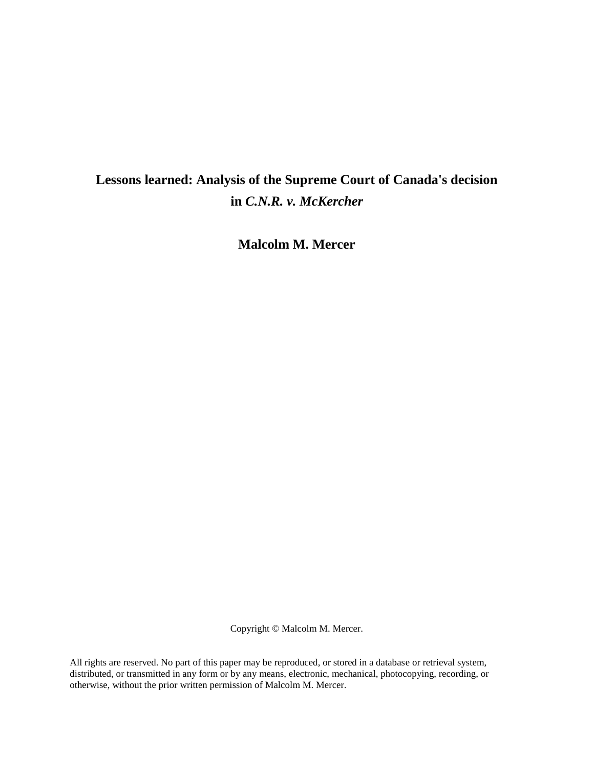# Lessons learned: Analysis of the Supreme Court of Canada's decision in *C.N.R. v. McKercher*

**Malcolm M. Mercer**

Copyright © Malcolm M. Mercer.

All rights are reserved. No part of this paper may be reproduced, or stored in a database or retrieval system, distributed, or transmitted in any form or by any means, electronic, mechanical, photocopying, recording, or otherwise, without the prior written permission of Malcolm M. Mercer.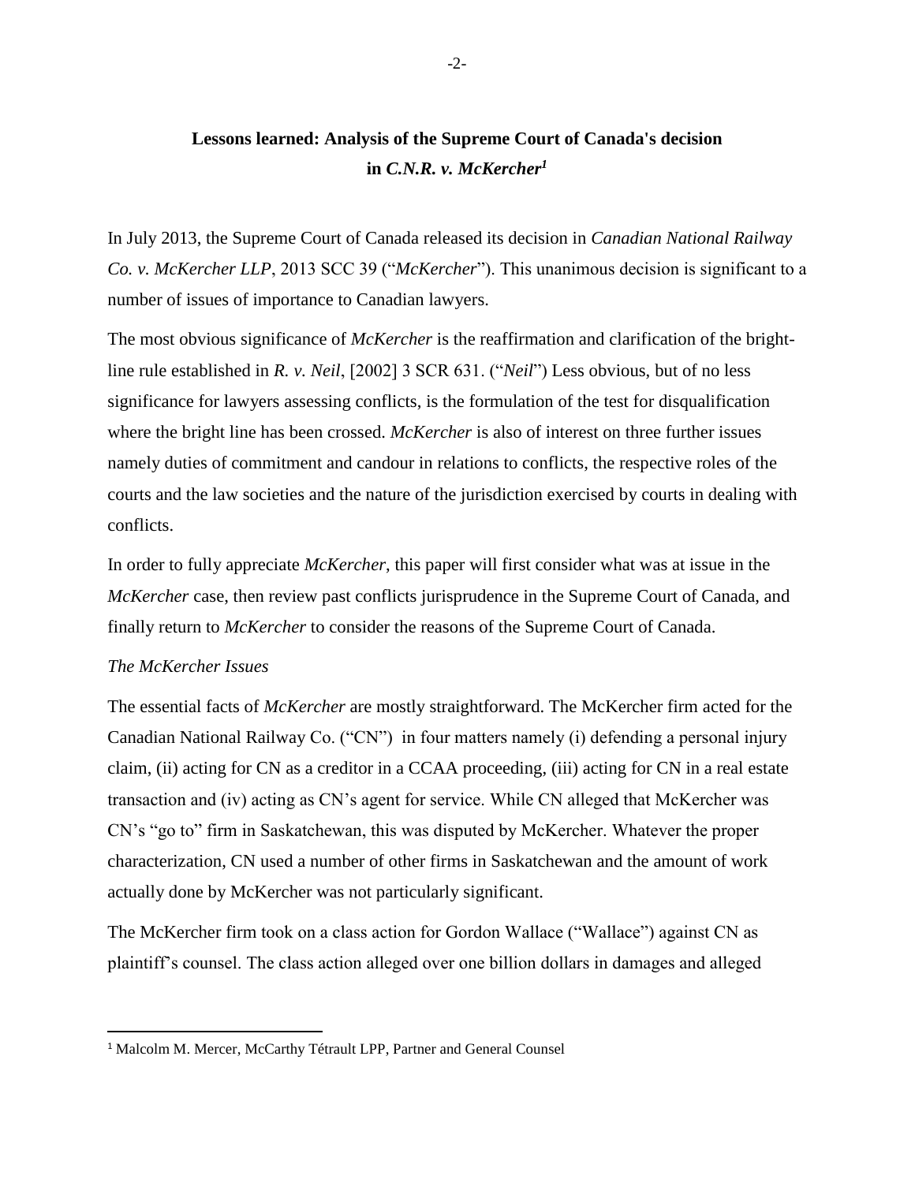## Lessons learned: Analysis of the Supreme Court of Canada's decision in *C.N.R. v. McKercher*[1]

In July 2013, the Supreme Court of Canada released its decision in *Canadian National Railway Co. v. McKercher LLP*, 2013 SCC 39 ("*McKercher*"). This unanimous decision is significant to a number of issues of importance to Canadian lawyers.

The most obvious significance of *McKercher* is the reaffirmation and clarification of the bright-line rule established in *R. v. Neil*, [2002] 3 SCR 631. ("*Neil*") Less obvious, but of no less significance for lawyers assessing conflicts, is the formulation of the test for disqualification where the bright line has been crossed. *McKercher* is also of interest on three further issues namely duties of commitment and candour in relations to conflicts, the respective roles of the courts and the law societies and the nature of the jurisdiction exercised by courts in dealing with conflicts.

In order to fully appreciate *McKercher*, this paper will first consider what was at issue in the *McKercher* case, then review past conflicts jurisprudence in the Supreme Court of Canada, and finally return to *McKercher* to consider the reasons of the Supreme Court of Canada.

*The McKercher Issues*

The essential facts of *McKercher* are mostly straightforward. The McKercher firm acted for the Canadian National Railway Co. ("CN") in four matters namely (i) defending a personal injury claim, (ii) acting for CN as a creditor in a CCAA proceeding, (iii) acting for CN in a real estate transaction and (iv) acting as CN's agent for service. While CN alleged that McKercher was CN's "go to" firm in Saskatchewan, this was disputed by McKercher. Whatever the proper characterization, CN used a number of other firms in Saskatchewan and the amount of work actually done by McKercher was not particularly significant.

The McKercher firm took on a class action for Gordon Wallace ("Wallace") against CN as plaintiff's counsel. The class action alleged over one billion dollars in damages and alleged

---

[1] Malcolm M. Mercer, McCarthy Tétrault LPP, Partner and General Counsel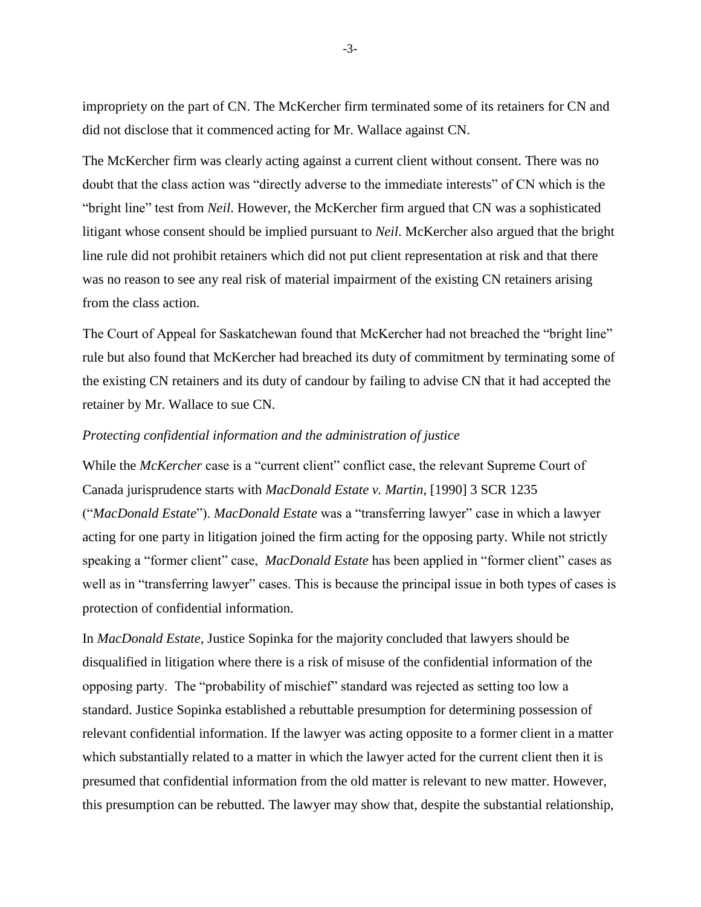impropriety on the part of CN. The McKercher firm terminated some of its retainers for CN and did not disclose that it commenced acting for Mr. Wallace against CN.

The McKercher firm was clearly acting against a current client without consent. There was no doubt that the class action was "directly adverse to the immediate interests" of CN which is the "bright line" test from *Neil*. However, the McKercher firm argued that CN was a sophisticated litigant whose consent should be implied pursuant to *Neil*. McKercher also argued that the bright line rule did not prohibit retainers which did not put client representation at risk and that there was no reason to see any real risk of material impairment of the existing CN retainers arising from the class action.

The Court of Appeal for Saskatchewan found that McKercher had not breached the "bright line" rule but also found that McKercher had breached its duty of commitment by terminating some of the existing CN retainers and its duty of candour by failing to advise CN that it had accepted the retainer by Mr. Wallace to sue CN.

*Protecting confidential information and the administration of justice*

While the *McKercher* case is a "current client" conflict case, the relevant Supreme Court of Canada jurisprudence starts with *MacDonald Estate v. Martin*, [1990] 3 SCR 1235 ("*MacDonald Estate*"). *MacDonald Estate* was a "transferring lawyer" case in which a lawyer acting for one party in litigation joined the firm acting for the opposing party. While not strictly speaking a "former client" case, *MacDonald Estate* has been applied in "former client" cases as well as in "transferring lawyer" cases. This is because the principal issue in both types of cases is protection of confidential information.

In *MacDonald Estate*, Justice Sopinka for the majority concluded that lawyers should be disqualified in litigation where there is a risk of misuse of the confidential information of the opposing party. The "probability of mischief" standard was rejected as setting too low a standard. Justice Sopinka established a rebuttable presumption for determining possession of relevant confidential information. If the lawyer was acting opposite to a former client in a matter which substantially related to a matter in which the lawyer acted for the current client then it is presumed that confidential information from the old matter is relevant to new matter. However, this presumption can be rebutted. The lawyer may show that, despite the substantial relationship,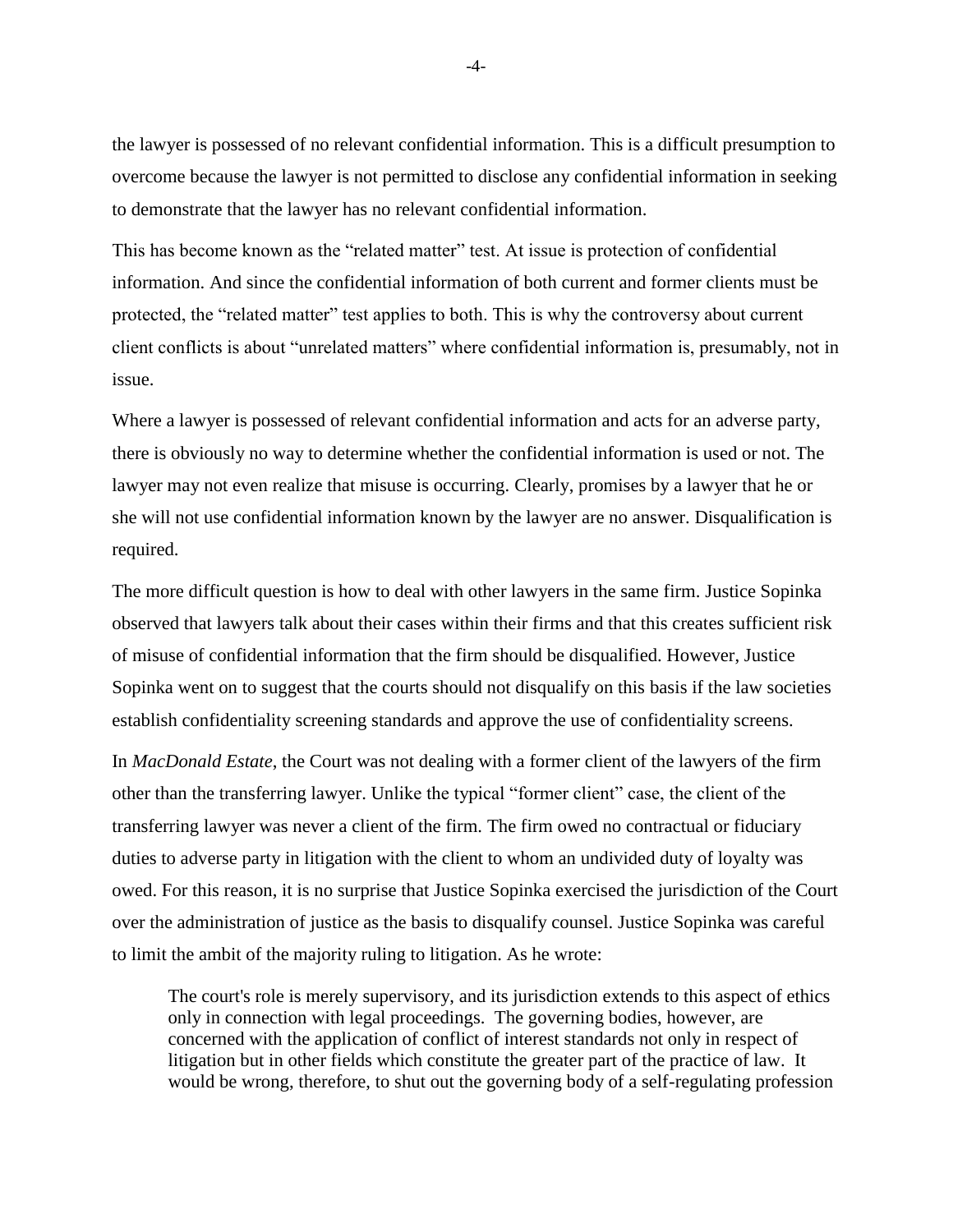the lawyer is possessed of no relevant confidential information. This is a difficult presumption to overcome because the lawyer is not permitted to disclose any confidential information in seeking to demonstrate that the lawyer has no relevant confidential information.

This has become known as the "related matter" test. At issue is protection of confidential information. And since the confidential information of both current and former clients must be protected, the "related matter" test applies to both. This is why the controversy about current client conflicts is about "unrelated matters" where confidential information is, presumably, not in issue.

Where a lawyer is possessed of relevant confidential information and acts for an adverse party, there is obviously no way to determine whether the confidential information is used or not. The lawyer may not even realize that misuse is occurring. Clearly, promises by a lawyer that he or she will not use confidential information known by the lawyer are no answer. Disqualification is required.

The more difficult question is how to deal with other lawyers in the same firm. Justice Sopinka observed that lawyers talk about their cases within their firms and that this creates sufficient risk of misuse of confidential information that the firm should be disqualified. However, Justice Sopinka went on to suggest that the courts should not disqualify on this basis if the law societies establish confidentiality screening standards and approve the use of confidentiality screens.

In *MacDonald Estate*, the Court was not dealing with a former client of the lawyers of the firm other than the transferring lawyer. Unlike the typical "former client" case, the client of the transferring lawyer was never a client of the firm. The firm owed no contractual or fiduciary duties to adverse party in litigation with the client to whom an undivided duty of loyalty was owed. For this reason, it is no surprise that Justice Sopinka exercised the jurisdiction of the Court over the administration of justice as the basis to disqualify counsel. Justice Sopinka was careful to limit the ambit of the majority ruling to litigation. As he wrote:

> The court's role is merely supervisory, and its jurisdiction extends to this aspect of ethics only in connection with legal proceedings. The governing bodies, however, are concerned with the application of conflict of interest standards not only in respect of litigation but in other fields which constitute the greater part of the practice of law. It would be wrong, therefore, to shut out the governing body of a self-regulating profession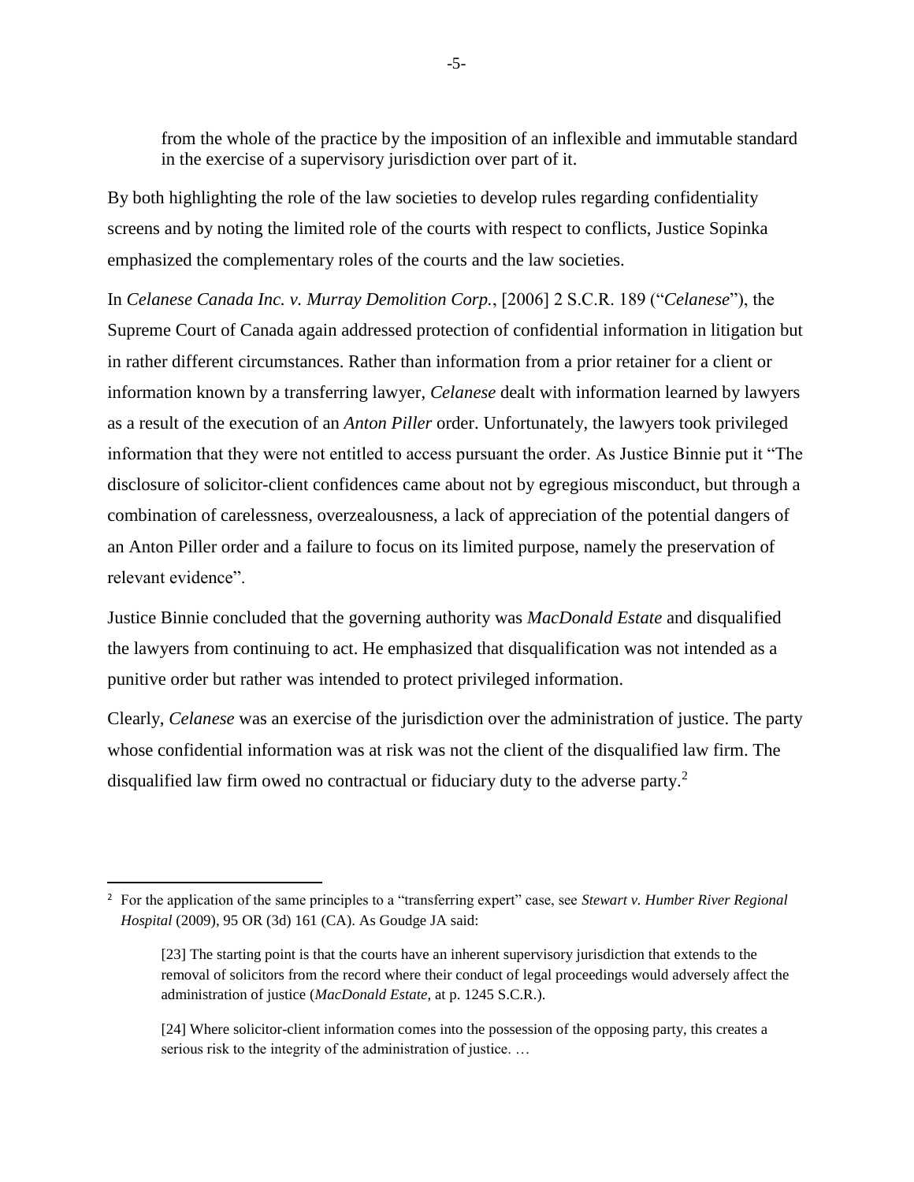from the whole of the practice by the imposition of an inflexible and immutable standard in the exercise of a supervisory jurisdiction over part of it.

By both highlighting the role of the law societies to develop rules regarding confidentiality screens and by noting the limited role of the courts with respect to conflicts, Justice Sopinka emphasized the complementary roles of the courts and the law societies.

In *Celanese Canada Inc. v. Murray Demolition Corp.*, [2006] 2 S.C.R. 189 ("*Celanese*"), the Supreme Court of Canada again addressed protection of confidential information in litigation but in rather different circumstances. Rather than information from a prior retainer for a client or information known by a transferring lawyer, *Celanese* dealt with information learned by lawyers as a result of the execution of an *Anton Piller* order. Unfortunately, the lawyers took privileged information that they were not entitled to access pursuant the order. As Justice Binnie put it "The disclosure of solicitor-client confidences came about not by egregious misconduct, but through a combination of carelessness, overzealousness, a lack of appreciation of the potential dangers of an Anton Piller order and a failure to focus on its limited purpose, namely the preservation of relevant evidence".

Justice Binnie concluded that the governing authority was *MacDonald Estate* and disqualified the lawyers from continuing to act. He emphasized that disqualification was not intended as a punitive order but rather was intended to protect privileged information.

Clearly, *Celanese* was an exercise of the jurisdiction over the administration of justice. The party whose confidential information was at risk was not the client of the disqualified law firm. The disqualified law firm owed no contractual or fiduciary duty to the adverse party.[2]

---

[2] For the application of the same principles to a "transferring expert" case, see *Stewart v. Humber River Regional Hospital* (2009), 95 OR (3d) 161 (CA). As Goudge JA said:

> [23] The starting point is that the courts have an inherent supervisory jurisdiction that extends to the removal of solicitors from the record where their conduct of legal proceedings would adversely affect the administration of justice (*MacDonald Estate*, at p. 1245 S.C.R.).
>
> [24] Where solicitor-client information comes into the possession of the opposing party, this creates a serious risk to the integrity of the administration of justice. …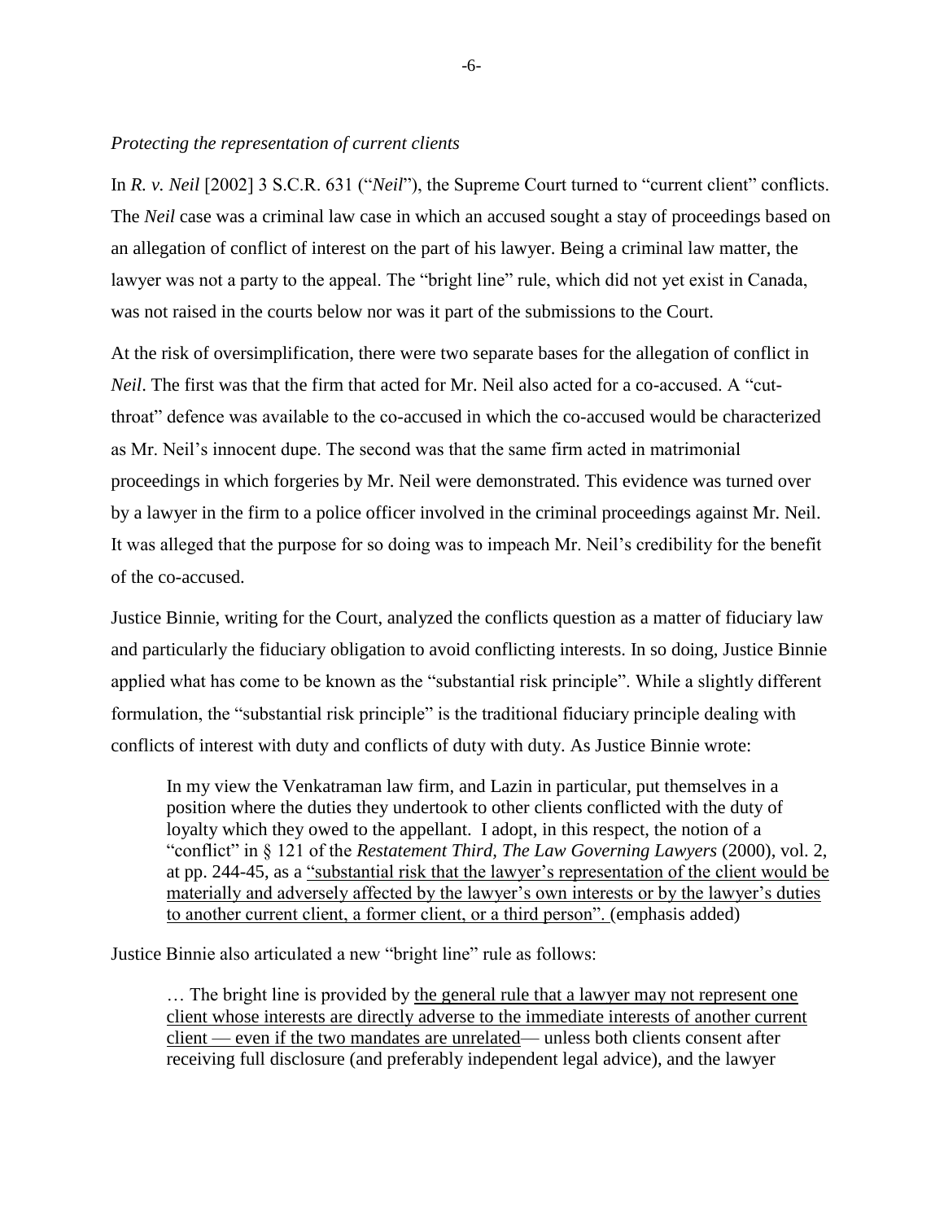*Protecting the representation of current clients*

In *R. v. Neil* [2002] 3 S.C.R. 631 ("*Neil*"), the Supreme Court turned to "current client" conflicts. The *Neil* case was a criminal law case in which an accused sought a stay of proceedings based on an allegation of conflict of interest on the part of his lawyer. Being a criminal law matter, the lawyer was not a party to the appeal. The "bright line" rule, which did not yet exist in Canada, was not raised in the courts below nor was it part of the submissions to the Court.

At the risk of oversimplification, there were two separate bases for the allegation of conflict in *Neil*. The first was that the firm that acted for Mr. Neil also acted for a co-accused. A "cut-throat" defence was available to the co-accused in which the co-accused would be characterized as Mr. Neil's innocent dupe. The second was that the same firm acted in matrimonial proceedings in which forgeries by Mr. Neil were demonstrated. This evidence was turned over by a lawyer in the firm to a police officer involved in the criminal proceedings against Mr. Neil. It was alleged that the purpose for so doing was to impeach Mr. Neil's credibility for the benefit of the co-accused.

Justice Binnie, writing for the Court, analyzed the conflicts question as a matter of fiduciary law and particularly the fiduciary obligation to avoid conflicting interests. In so doing, Justice Binnie applied what has come to be known as the "substantial risk principle". While a slightly different formulation, the "substantial risk principle" is the traditional fiduciary principle dealing with conflicts of interest with duty and conflicts of duty with duty. As Justice Binnie wrote:

> In my view the Venkatraman law firm, and Lazin in particular, put themselves in a position where the duties they undertook to other clients conflicted with the duty of loyalty which they owed to the appellant. I adopt, in this respect, the notion of a "conflict" in § 121 of the *Restatement Third, The Law Governing Lawyers* (2000), vol. 2, at pp. 244-45, as a "substantial risk that the lawyer's representation of the client would be materially and adversely affected by the lawyer's own interests or by the lawyer's duties to another current client, a former client, or a third person". (emphasis added)

Justice Binnie also articulated a new "bright line" rule as follows:

> … The bright line is provided by the general rule that a lawyer may not represent one client whose interests are directly adverse to the immediate interests of another current client — even if the two mandates are unrelated— unless both clients consent after receiving full disclosure (and preferably independent legal advice), and the lawyer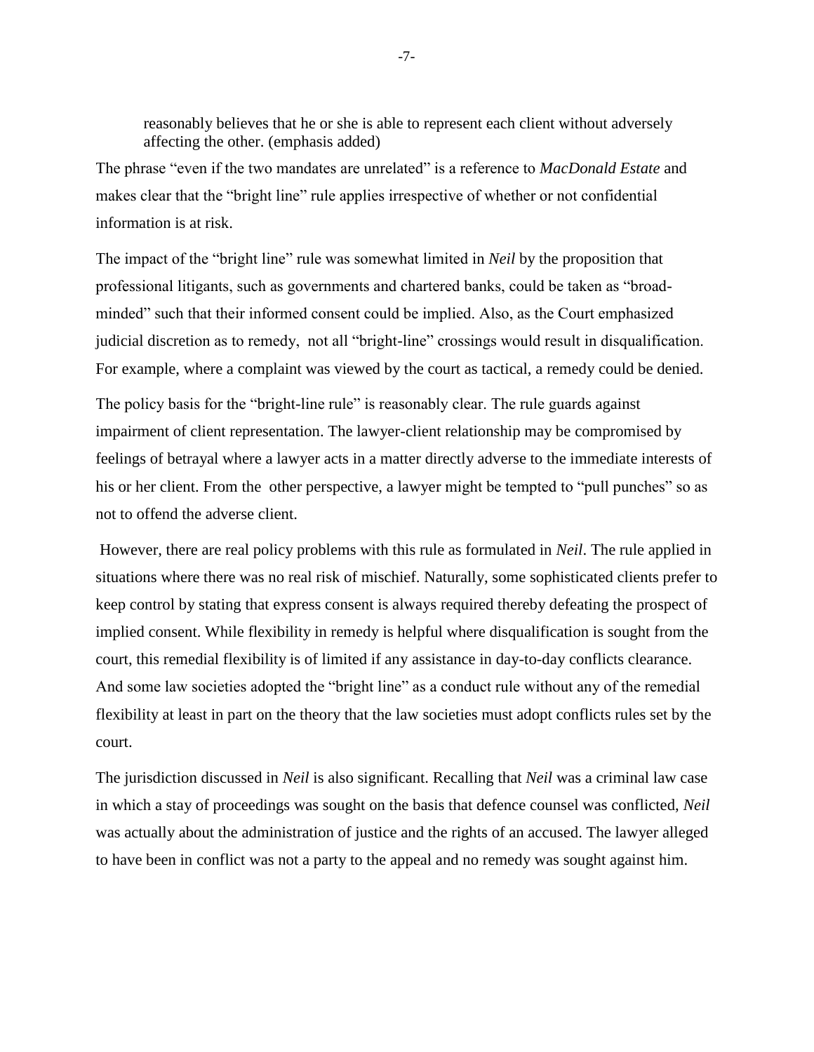> reasonably believes that he or she is able to represent each client without adversely affecting the other. (emphasis added)

The phrase "even if the two mandates are unrelated" is a reference to *MacDonald Estate* and makes clear that the "bright line" rule applies irrespective of whether or not confidential information is at risk.

The impact of the "bright line" rule was somewhat limited in *Neil* by the proposition that professional litigants, such as governments and chartered banks, could be taken as "broad-minded" such that their informed consent could be implied. Also, as the Court emphasized judicial discretion as to remedy, not all "bright-line" crossings would result in disqualification. For example, where a complaint was viewed by the court as tactical, a remedy could be denied.

The policy basis for the "bright-line rule" is reasonably clear. The rule guards against impairment of client representation. The lawyer-client relationship may be compromised by feelings of betrayal where a lawyer acts in a matter directly adverse to the immediate interests of his or her client. From the other perspective, a lawyer might be tempted to "pull punches" so as not to offend the adverse client.

However, there are real policy problems with this rule as formulated in *Neil*. The rule applied in situations where there was no real risk of mischief. Naturally, some sophisticated clients prefer to keep control by stating that express consent is always required thereby defeating the prospect of implied consent. While flexibility in remedy is helpful where disqualification is sought from the court, this remedial flexibility is of limited if any assistance in day-to-day conflicts clearance. And some law societies adopted the "bright line" as a conduct rule without any of the remedial flexibility at least in part on the theory that the law societies must adopt conflicts rules set by the court.

The jurisdiction discussed in *Neil* is also significant. Recalling that *Neil* was a criminal law case in which a stay of proceedings was sought on the basis that defence counsel was conflicted, *Neil* was actually about the administration of justice and the rights of an accused. The lawyer alleged to have been in conflict was not a party to the appeal and no remedy was sought against him.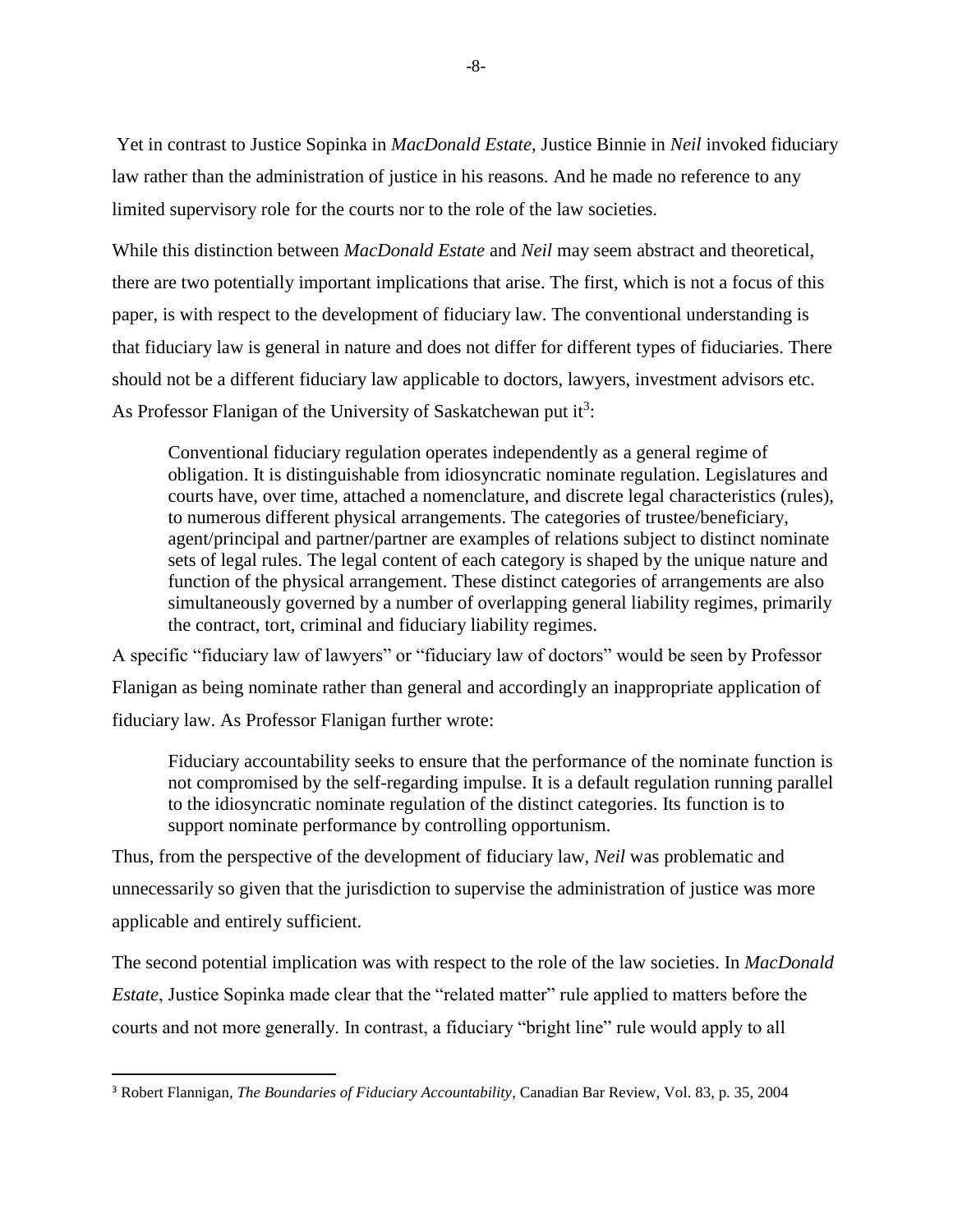Yet in contrast to Justice Sopinka in *MacDonald Estate*, Justice Binnie in *Neil* invoked fiduciary law rather than the administration of justice in his reasons. And he made no reference to any limited supervisory role for the courts nor to the role of the law societies.

While this distinction between *MacDonald Estate* and *Neil* may seem abstract and theoretical, there are two potentially important implications that arise. The first, which is not a focus of this paper, is with respect to the development of fiduciary law. The conventional understanding is that fiduciary law is general in nature and does not differ for different types of fiduciaries. There should not be a different fiduciary law applicable to doctors, lawyers, investment advisors etc. As Professor Flanigan of the University of Saskatchewan put it[3]:

> Conventional fiduciary regulation operates independently as a general regime of obligation. It is distinguishable from idiosyncratic nominate regulation. Legislatures and courts have, over time, attached a nomenclature, and discrete legal characteristics (rules), to numerous different physical arrangements. The categories of trustee/beneficiary, agent/principal and partner/partner are examples of relations subject to distinct nominate sets of legal rules. The legal content of each category is shaped by the unique nature and function of the physical arrangement. These distinct categories of arrangements are also simultaneously governed by a number of overlapping general liability regimes, primarily the contract, tort, criminal and fiduciary liability regimes.

A specific "fiduciary law of lawyers" or "fiduciary law of doctors" would be seen by Professor Flanigan as being nominate rather than general and accordingly an inappropriate application of fiduciary law. As Professor Flanigan further wrote:

> Fiduciary accountability seeks to ensure that the performance of the nominate function is not compromised by the self-regarding impulse. It is a default regulation running parallel to the idiosyncratic nominate regulation of the distinct categories. Its function is to support nominate performance by controlling opportunism.

Thus, from the perspective of the development of fiduciary law, *Neil* was problematic and unnecessarily so given that the jurisdiction to supervise the administration of justice was more applicable and entirely sufficient.

The second potential implication was with respect to the role of the law societies. In *MacDonald Estate*, Justice Sopinka made clear that the "related matter" rule applied to matters before the courts and not more generally. In contrast, a fiduciary "bright line" rule would apply to all

---

[3] Robert Flannigan, *The Boundaries of Fiduciary Accountability*, Canadian Bar Review, Vol. 83, p. 35, 2004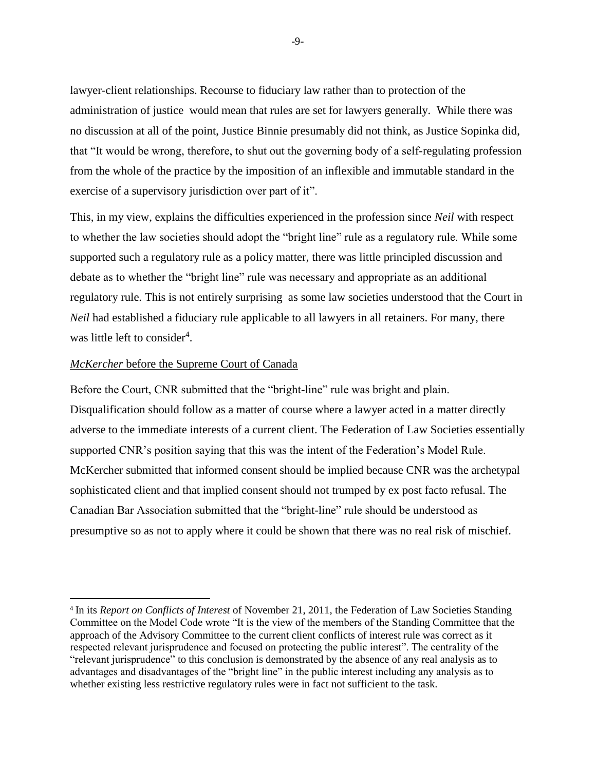lawyer-client relationships. Recourse to fiduciary law rather than to protection of the administration of justice would mean that rules are set for lawyers generally. While there was no discussion at all of the point, Justice Binnie presumably did not think, as Justice Sopinka did, that "It would be wrong, therefore, to shut out the governing body of a self-regulating profession from the whole of the practice by the imposition of an inflexible and immutable standard in the exercise of a supervisory jurisdiction over part of it".

This, in my view, explains the difficulties experienced in the profession since *Neil* with respect to whether the law societies should adopt the "bright line" rule as a regulatory rule. While some supported such a regulatory rule as a policy matter, there was little principled discussion and debate as to whether the "bright line" rule was necessary and appropriate as an additional regulatory rule. This is not entirely surprising as some law societies understood that the Court in *Neil* had established a fiduciary rule applicable to all lawyers in all retainers. For many, there was little left to consider[4].

*McKercher* before the Supreme Court of Canada

Before the Court, CNR submitted that the "bright-line" rule was bright and plain. Disqualification should follow as a matter of course where a lawyer acted in a matter directly adverse to the immediate interests of a current client. The Federation of Law Societies essentially supported CNR's position saying that this was the intent of the Federation's Model Rule. McKercher submitted that informed consent should be implied because CNR was the archetypal sophisticated client and that implied consent should not trumped by ex post facto refusal. The Canadian Bar Association submitted that the "bright-line" rule should be understood as presumptive so as not to apply where it could be shown that there was no real risk of mischief.

[4] In its *Report on Conflicts of Interest* of November 21, 2011, the Federation of Law Societies Standing Committee on the Model Code wrote "It is the view of the members of the Standing Committee that the approach of the Advisory Committee to the current client conflicts of interest rule was correct as it respected relevant jurisprudence and focused on protecting the public interest". The centrality of the "relevant jurisprudence" to this conclusion is demonstrated by the absence of any real analysis as to advantages and disadvantages of the "bright line" in the public interest including any analysis as to whether existing less restrictive regulatory rules were in fact not sufficient to the task.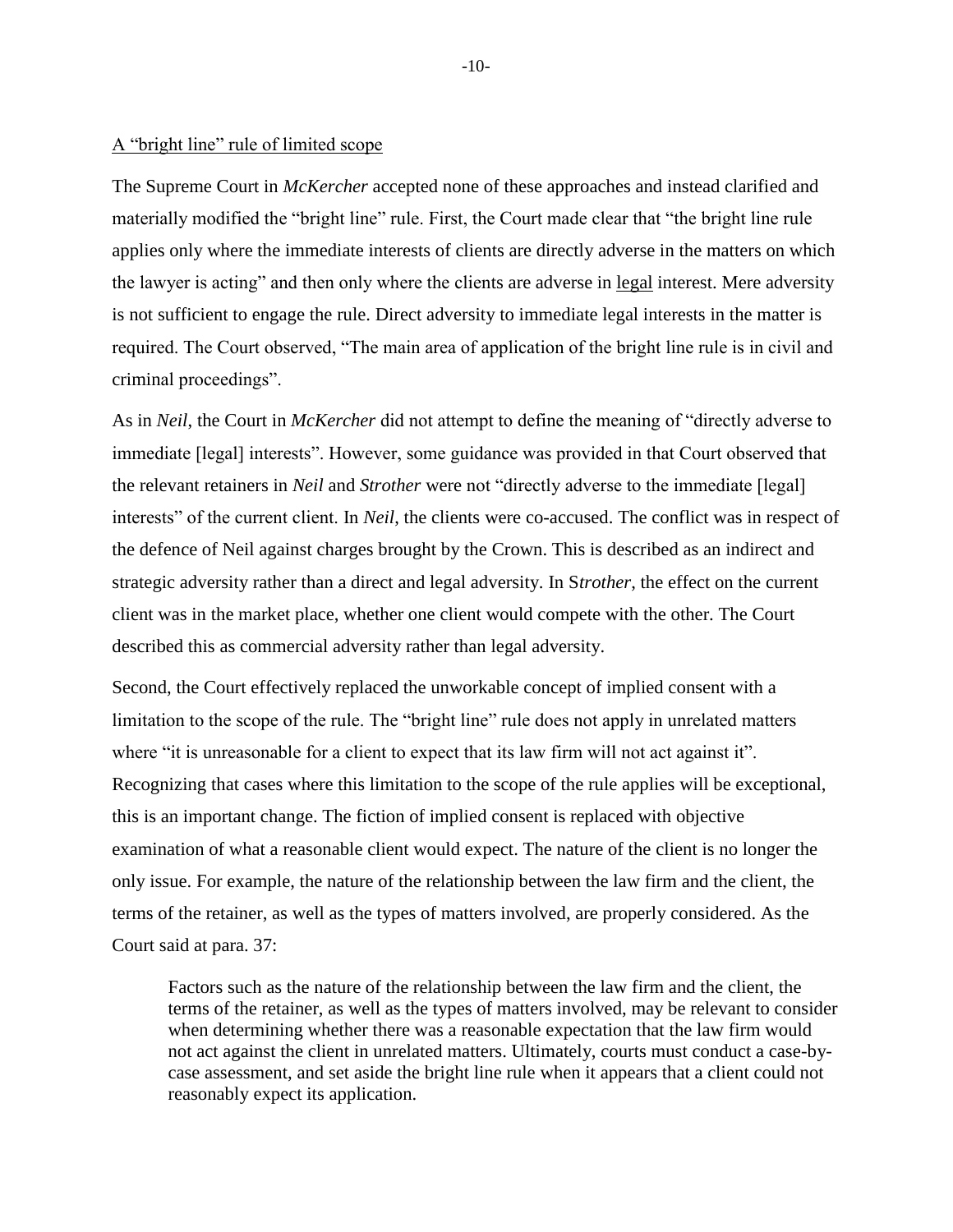A "bright line" rule of limited scope

The Supreme Court in *McKercher* accepted none of these approaches and instead clarified and materially modified the "bright line" rule. First, the Court made clear that "the bright line rule applies only where the immediate interests of clients are directly adverse in the matters on which the lawyer is acting" and then only where the clients are adverse in legal interest. Mere adversity is not sufficient to engage the rule. Direct adversity to immediate legal interests in the matter is required. The Court observed, "The main area of application of the bright line rule is in civil and criminal proceedings".

As in *Neil*, the Court in *McKercher* did not attempt to define the meaning of "directly adverse to immediate [legal] interests". However, some guidance was provided in that Court observed that the relevant retainers in *Neil* and *Strother* were not "directly adverse to the immediate [legal] interests" of the current client. In *Neil*, the clients were co-accused. The conflict was in respect of the defence of Neil against charges brought by the Crown. This is described as an indirect and strategic adversity rather than a direct and legal adversity. In S*trother*, the effect on the current client was in the market place, whether one client would compete with the other. The Court described this as commercial adversity rather than legal adversity.

Second, the Court effectively replaced the unworkable concept of implied consent with a limitation to the scope of the rule. The "bright line" rule does not apply in unrelated matters where "it is unreasonable for a client to expect that its law firm will not act against it". Recognizing that cases where this limitation to the scope of the rule applies will be exceptional, this is an important change. The fiction of implied consent is replaced with objective examination of what a reasonable client would expect. The nature of the client is no longer the only issue. For example, the nature of the relationship between the law firm and the client, the terms of the retainer, as well as the types of matters involved, are properly considered. As the Court said at para. 37:

> Factors such as the nature of the relationship between the law firm and the client, the terms of the retainer, as well as the types of matters involved, may be relevant to consider when determining whether there was a reasonable expectation that the law firm would not act against the client in unrelated matters. Ultimately, courts must conduct a case-by-case assessment, and set aside the bright line rule when it appears that a client could not reasonably expect its application.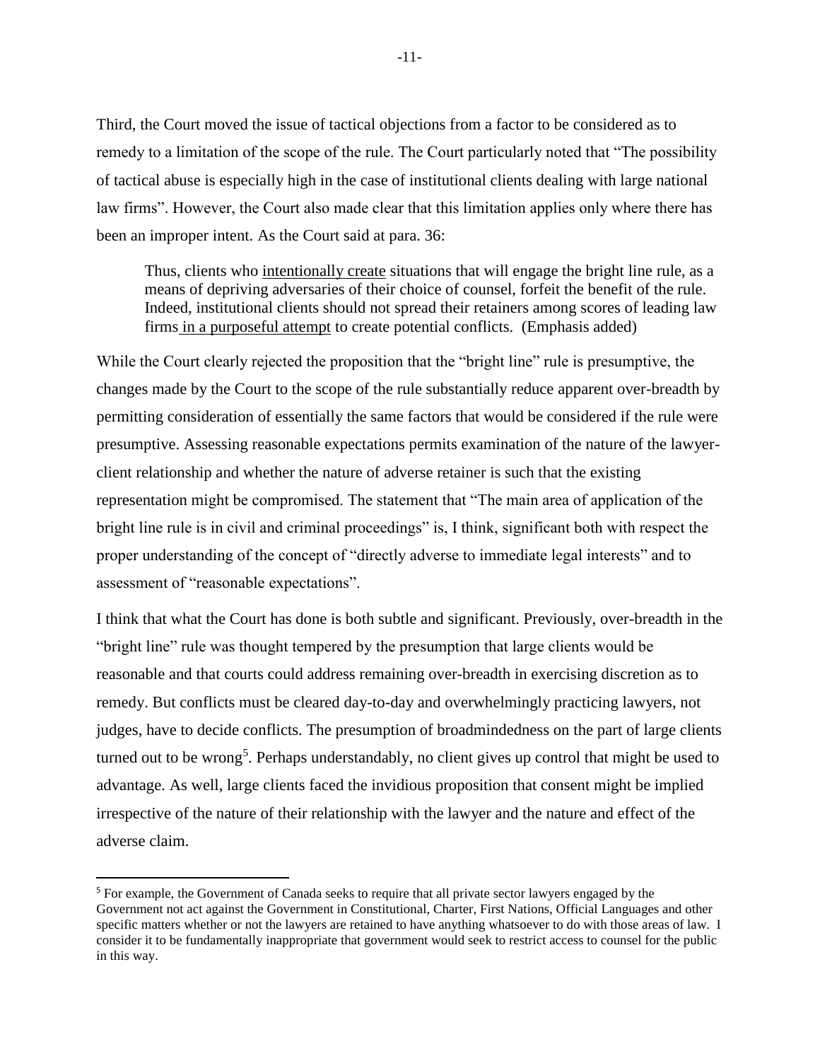Third, the Court moved the issue of tactical objections from a factor to be considered as to remedy to a limitation of the scope of the rule. The Court particularly noted that "The possibility of tactical abuse is especially high in the case of institutional clients dealing with large national law firms". However, the Court also made clear that this limitation applies only where there has been an improper intent. As the Court said at para. 36:

> Thus, clients who <u>intentionally create</u> situations that will engage the bright line rule, as a means of depriving adversaries of their choice of counsel, forfeit the benefit of the rule. Indeed, institutional clients should not spread their retainers among scores of leading law firms <u>in a purposeful attempt</u> to create potential conflicts. (Emphasis added)

While the Court clearly rejected the proposition that the "bright line" rule is presumptive, the changes made by the Court to the scope of the rule substantially reduce apparent over-breadth by permitting consideration of essentially the same factors that would be considered if the rule were presumptive. Assessing reasonable expectations permits examination of the nature of the lawyer-client relationship and whether the nature of adverse retainer is such that the existing representation might be compromised. The statement that "The main area of application of the bright line rule is in civil and criminal proceedings" is, I think, significant both with respect the proper understanding of the concept of "directly adverse to immediate legal interests" and to assessment of "reasonable expectations".

I think that what the Court has done is both subtle and significant. Previously, over-breadth in the "bright line" rule was thought tempered by the presumption that large clients would be reasonable and that courts could address remaining over-breadth in exercising discretion as to remedy. But conflicts must be cleared day-to-day and overwhelmingly practicing lawyers, not judges, have to decide conflicts. The presumption of broadmindedness on the part of large clients turned out to be wrong[5]. Perhaps understandably, no client gives up control that might be used to advantage. As well, large clients faced the invidious proposition that consent might be implied irrespective of the nature of their relationship with the lawyer and the nature and effect of the adverse claim.

---

[5] For example, the Government of Canada seeks to require that all private sector lawyers engaged by the Government not act against the Government in Constitutional, Charter, First Nations, Official Languages and other specific matters whether or not the lawyers are retained to have anything whatsoever to do with those areas of law. I consider it to be fundamentally inappropriate that government would seek to restrict access to counsel for the public in this way.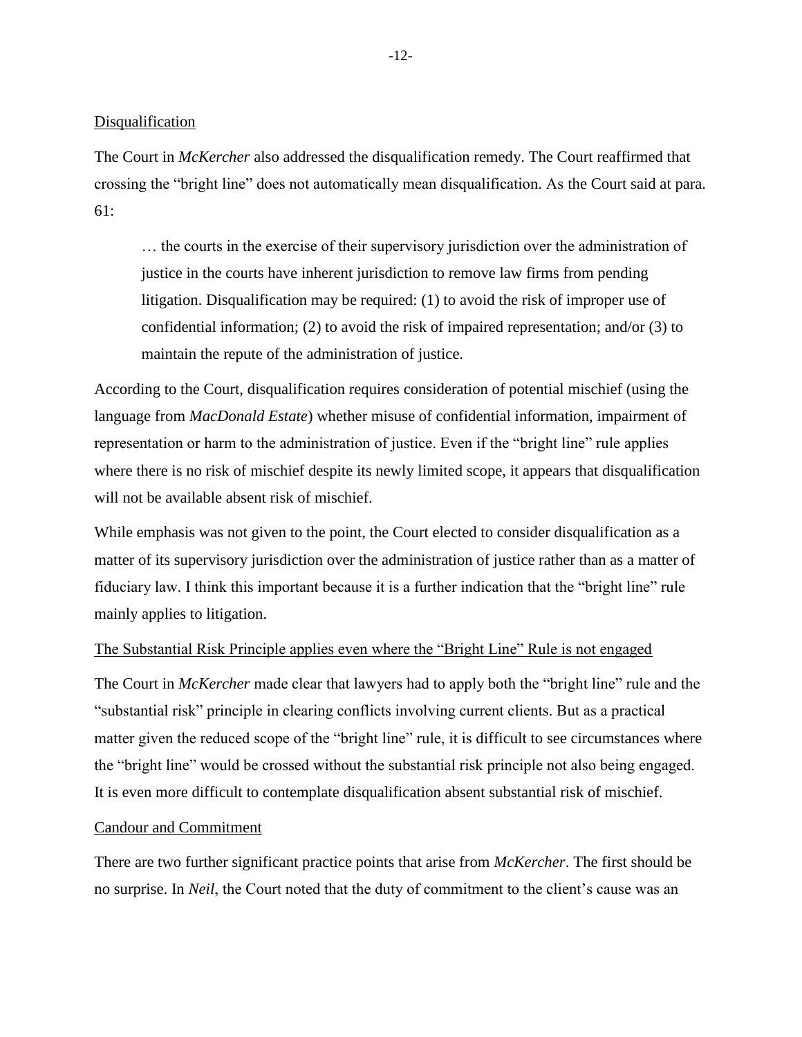Disqualification

The Court in *McKercher* also addressed the disqualification remedy. The Court reaffirmed that crossing the "bright line" does not automatically mean disqualification. As the Court said at para. 61:

> … the courts in the exercise of their supervisory jurisdiction over the administration of justice in the courts have inherent jurisdiction to remove law firms from pending litigation. Disqualification may be required: (1) to avoid the risk of improper use of confidential information; (2) to avoid the risk of impaired representation; and/or (3) to maintain the repute of the administration of justice.

According to the Court, disqualification requires consideration of potential mischief (using the language from *MacDonald Estate*) whether misuse of confidential information, impairment of representation or harm to the administration of justice. Even if the "bright line" rule applies where there is no risk of mischief despite its newly limited scope, it appears that disqualification will not be available absent risk of mischief.

While emphasis was not given to the point, the Court elected to consider disqualification as a matter of its supervisory jurisdiction over the administration of justice rather than as a matter of fiduciary law. I think this important because it is a further indication that the "bright line" rule mainly applies to litigation.

The Substantial Risk Principle applies even where the "Bright Line" Rule is not engaged

The Court in *McKercher* made clear that lawyers had to apply both the "bright line" rule and the "substantial risk" principle in clearing conflicts involving current clients. But as a practical matter given the reduced scope of the "bright line" rule, it is difficult to see circumstances where the "bright line" would be crossed without the substantial risk principle not also being engaged. It is even more difficult to contemplate disqualification absent substantial risk of mischief.

Candour and Commitment

There are two further significant practice points that arise from *McKercher*. The first should be no surprise. In *Neil*, the Court noted that the duty of commitment to the client's cause was an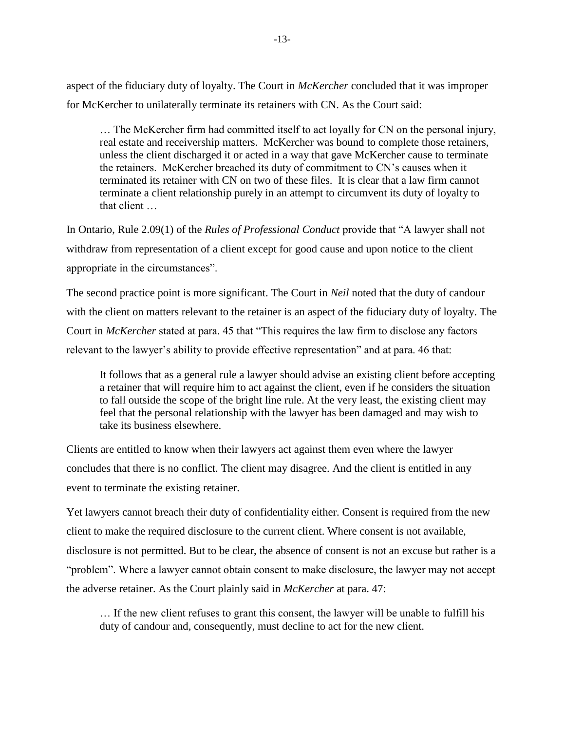aspect of the fiduciary duty of loyalty. The Court in *McKercher* concluded that it was improper for McKercher to unilaterally terminate its retainers with CN. As the Court said:

> … The McKercher firm had committed itself to act loyally for CN on the personal injury, real estate and receivership matters. McKercher was bound to complete those retainers, unless the client discharged it or acted in a way that gave McKercher cause to terminate the retainers. McKercher breached its duty of commitment to CN's causes when it terminated its retainer with CN on two of these files. It is clear that a law firm cannot terminate a client relationship purely in an attempt to circumvent its duty of loyalty to that client …

In Ontario, Rule 2.09(1) of the *Rules of Professional Conduct* provide that "A lawyer shall not withdraw from representation of a client except for good cause and upon notice to the client appropriate in the circumstances".

The second practice point is more significant. The Court in *Neil* noted that the duty of candour with the client on matters relevant to the retainer is an aspect of the fiduciary duty of loyalty. The Court in *McKercher* stated at para. 45 that "This requires the law firm to disclose any factors relevant to the lawyer's ability to provide effective representation" and at para. 46 that:

> It follows that as a general rule a lawyer should advise an existing client before accepting a retainer that will require him to act against the client, even if he considers the situation to fall outside the scope of the bright line rule. At the very least, the existing client may feel that the personal relationship with the lawyer has been damaged and may wish to take its business elsewhere.

Clients are entitled to know when their lawyers act against them even where the lawyer concludes that there is no conflict. The client may disagree. And the client is entitled in any event to terminate the existing retainer.

Yet lawyers cannot breach their duty of confidentiality either. Consent is required from the new client to make the required disclosure to the current client. Where consent is not available, disclosure is not permitted. But to be clear, the absence of consent is not an excuse but rather is a "problem". Where a lawyer cannot obtain consent to make disclosure, the lawyer may not accept the adverse retainer. As the Court plainly said in *McKercher* at para. 47:

> … If the new client refuses to grant this consent, the lawyer will be unable to fulfill his duty of candour and, consequently, must decline to act for the new client.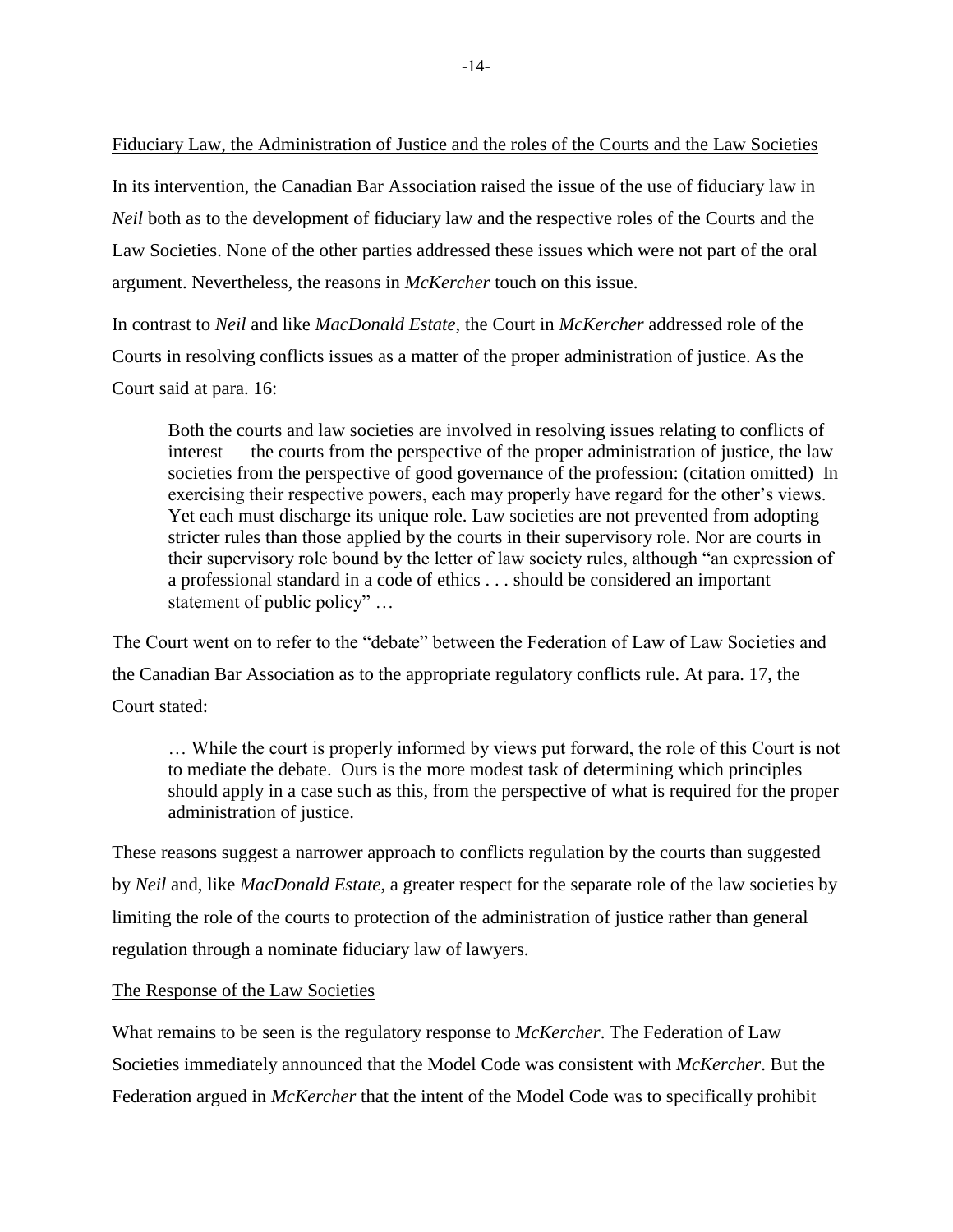Fiduciary Law, the Administration of Justice and the roles of the Courts and the Law Societies

In its intervention, the Canadian Bar Association raised the issue of the use of fiduciary law in *Neil* both as to the development of fiduciary law and the respective roles of the Courts and the Law Societies. None of the other parties addressed these issues which were not part of the oral argument. Nevertheless, the reasons in *McKercher* touch on this issue.

In contrast to *Neil* and like *MacDonald Estate*, the Court in *McKercher* addressed role of the Courts in resolving conflicts issues as a matter of the proper administration of justice. As the Court said at para. 16:

> Both the courts and law societies are involved in resolving issues relating to conflicts of interest — the courts from the perspective of the proper administration of justice, the law societies from the perspective of good governance of the profession: (citation omitted) In exercising their respective powers, each may properly have regard for the other's views. Yet each must discharge its unique role. Law societies are not prevented from adopting stricter rules than those applied by the courts in their supervisory role. Nor are courts in their supervisory role bound by the letter of law society rules, although "an expression of a professional standard in a code of ethics . . . should be considered an important statement of public policy" …

The Court went on to refer to the "debate" between the Federation of Law of Law Societies and the Canadian Bar Association as to the appropriate regulatory conflicts rule. At para. 17, the Court stated:

> … While the court is properly informed by views put forward, the role of this Court is not to mediate the debate. Ours is the more modest task of determining which principles should apply in a case such as this, from the perspective of what is required for the proper administration of justice.

These reasons suggest a narrower approach to conflicts regulation by the courts than suggested by *Neil* and, like *MacDonald Estate*, a greater respect for the separate role of the law societies by limiting the role of the courts to protection of the administration of justice rather than general regulation through a nominate fiduciary law of lawyers.

The Response of the Law Societies

What remains to be seen is the regulatory response to *McKercher*. The Federation of Law Societies immediately announced that the Model Code was consistent with *McKercher*. But the Federation argued in *McKercher* that the intent of the Model Code was to specifically prohibit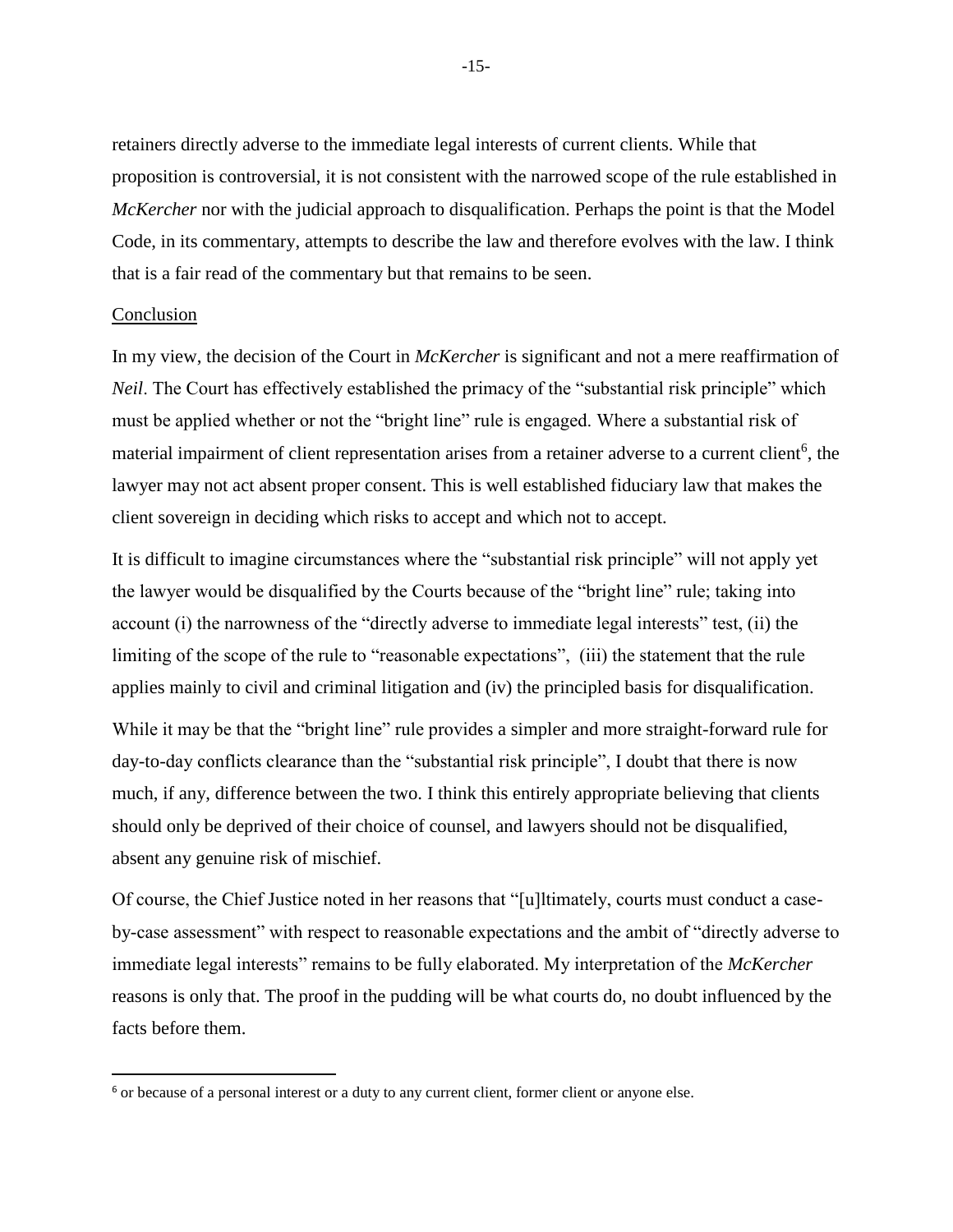retainers directly adverse to the immediate legal interests of current clients. While that proposition is controversial, it is not consistent with the narrowed scope of the rule established in *McKercher* nor with the judicial approach to disqualification. Perhaps the point is that the Model Code, in its commentary, attempts to describe the law and therefore evolves with the law. I think that is a fair read of the commentary but that remains to be seen.

Conclusion

In my view, the decision of the Court in *McKercher* is significant and not a mere reaffirmation of *Neil*. The Court has effectively established the primacy of the "substantial risk principle" which must be applied whether or not the "bright line" rule is engaged. Where a substantial risk of material impairment of client representation arises from a retainer adverse to a current client[6], the lawyer may not act absent proper consent. This is well established fiduciary law that makes the client sovereign in deciding which risks to accept and which not to accept.

It is difficult to imagine circumstances where the "substantial risk principle" will not apply yet the lawyer would be disqualified by the Courts because of the "bright line" rule; taking into account (i) the narrowness of the "directly adverse to immediate legal interests" test, (ii) the limiting of the scope of the rule to "reasonable expectations", (iii) the statement that the rule applies mainly to civil and criminal litigation and (iv) the principled basis for disqualification.

While it may be that the "bright line" rule provides a simpler and more straight-forward rule for day-to-day conflicts clearance than the "substantial risk principle", I doubt that there is now much, if any, difference between the two. I think this entirely appropriate believing that clients should only be deprived of their choice of counsel, and lawyers should not be disqualified, absent any genuine risk of mischief.

Of course, the Chief Justice noted in her reasons that "[u]ltimately, courts must conduct a case-by-case assessment" with respect to reasonable expectations and the ambit of "directly adverse to immediate legal interests" remains to be fully elaborated. My interpretation of the *McKercher* reasons is only that. The proof in the pudding will be what courts do, no doubt influenced by the facts before them.

---

[6] or because of a personal interest or a duty to any current client, former client or anyone else.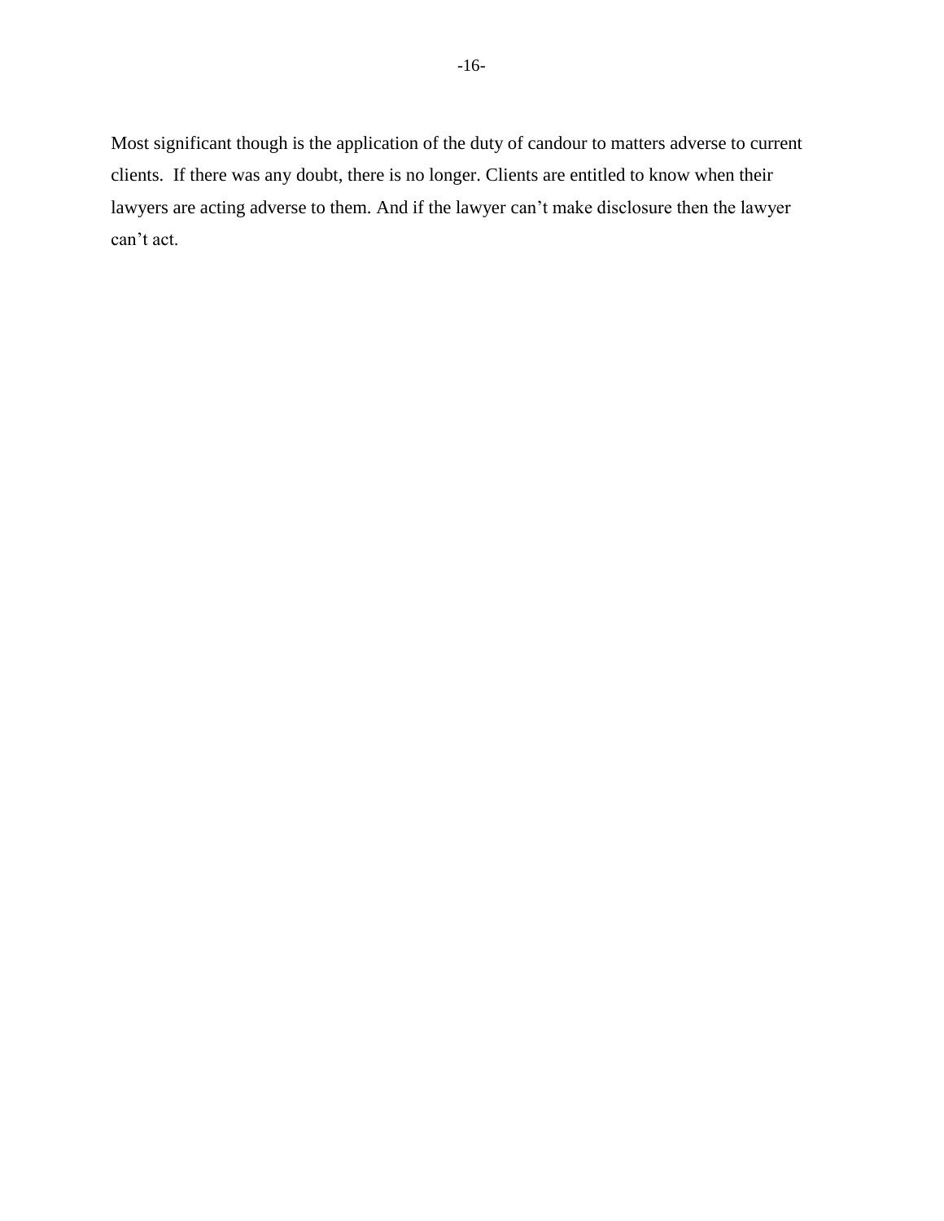Most significant though is the application of the duty of candour to matters adverse to current clients. If there was any doubt, there is no longer. Clients are entitled to know when their lawyers are acting adverse to them. And if the lawyer can't make disclosure then the lawyer can't act.